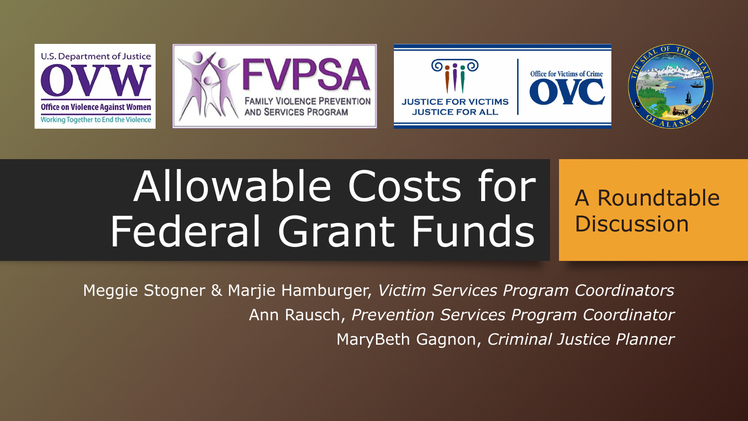# Allowable Costs for Federal Grant Funds

## A Roundtable Discussion

Meggie Stogner & Marjie Hamburger, *Victim Services Program Coordinators*

Ann Rausch, *Prevention Services Program Coordinator*

MaryBeth Gagnon, *Criminal Justice Planner*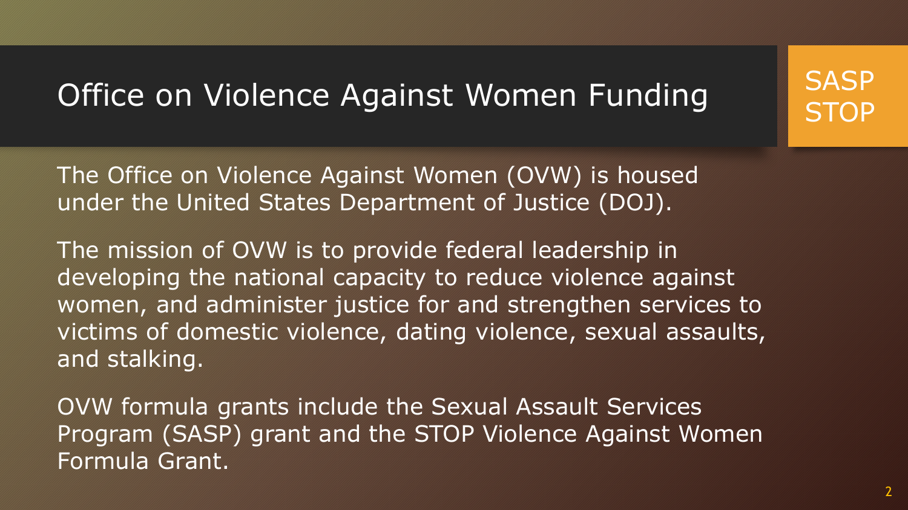# Office on Violence Against Women Funding

SASP
STOP

The Office on Violence Against Women (OVW) is housed under the United States Department of Justice (DOJ).

The mission of OVW is to provide federal leadership in developing the national capacity to reduce violence against women, and administer justice for and strengthen services to victims of domestic violence, dating violence, sexual assaults, and stalking.

OVW formula grants include the Sexual Assault Services Program (SASP) grant and the STOP Violence Against Women Formula Grant.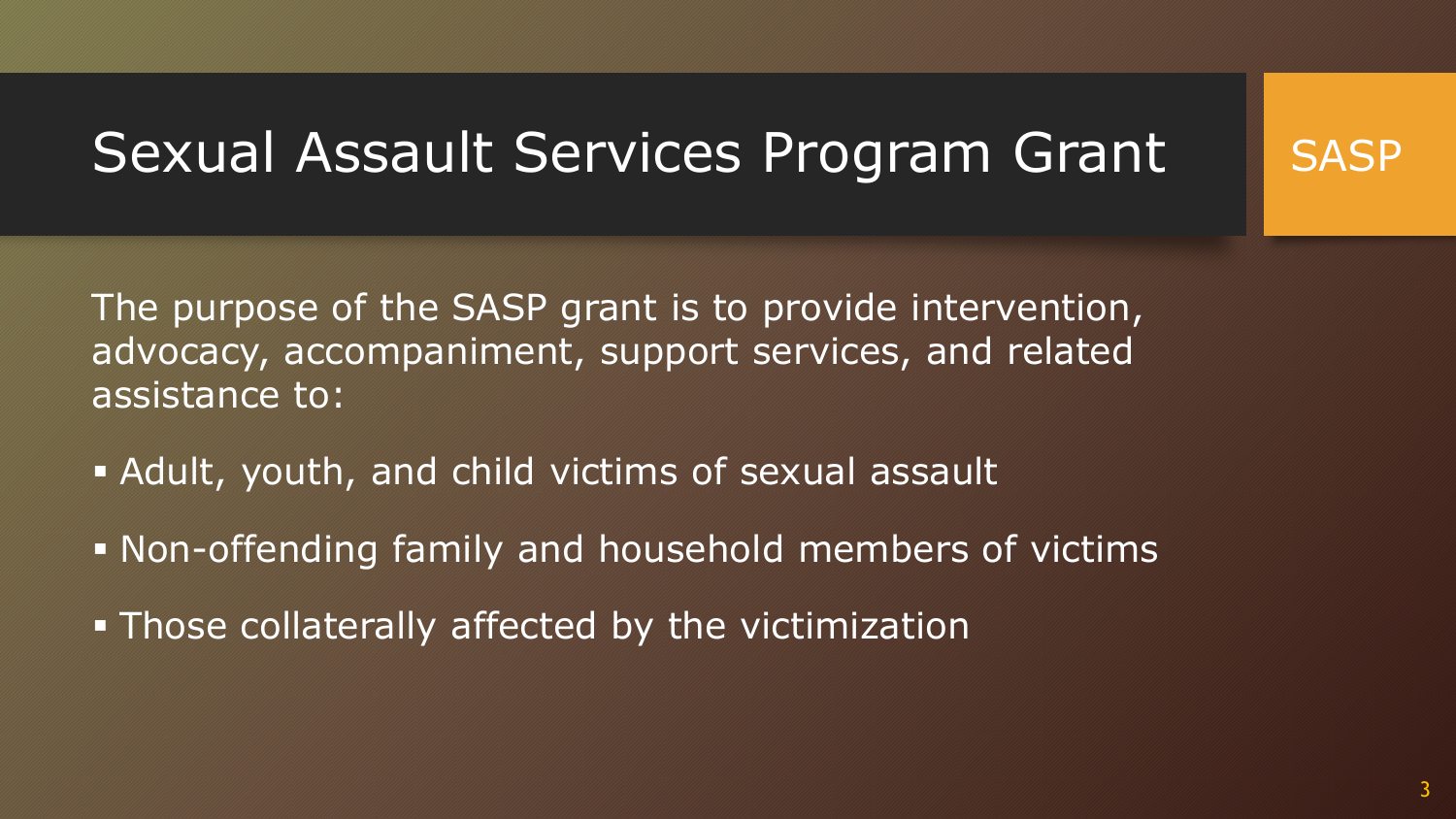# Sexual Assault Services Program Grant

SASP

The purpose of the SASP grant is to provide intervention, advocacy, accompaniment, support services, and related assistance to:

- Adult, youth, and child victims of sexual assault
- Non-offending family and household members of victims
- Those collaterally affected by the victimization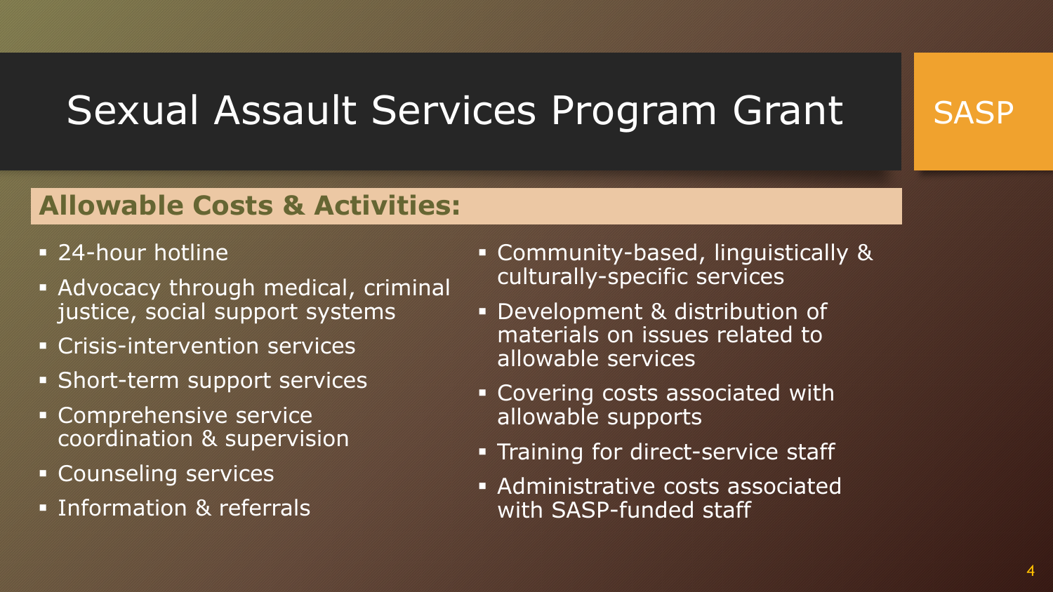# Sexual Assault Services Program Grant

SASP

## Allowable Costs & Activities:

- 24-hour hotline
- Advocacy through medical, criminal justice, social support systems
- Crisis-intervention services
- Short-term support services
- Comprehensive service coordination & supervision
- Counseling services
- Information & referrals
- Community-based, linguistically & culturally-specific services
- Development & distribution of materials on issues related to allowable services
- Covering costs associated with allowable supports
- Training for direct-service staff
- Administrative costs associated with SASP-funded staff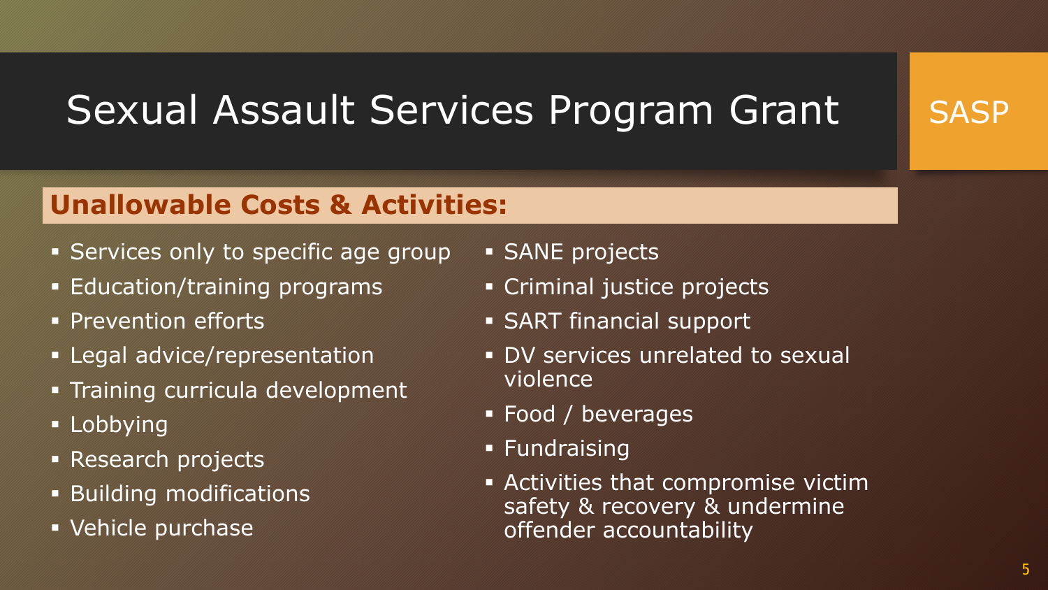# Sexual Assault Services Program Grant

SASP

## Unallowable Costs & Activities:

- Services only to specific age group
- Education/training programs
- Prevention efforts
- Legal advice/representation
- Training curricula development
- Lobbying
- Research projects
- Building modifications
- Vehicle purchase
- SANE projects
- Criminal justice projects
- SART financial support
- DV services unrelated to sexual violence
- Food / beverages
- Fundraising
- Activities that compromise victim safety & recovery & undermine offender accountability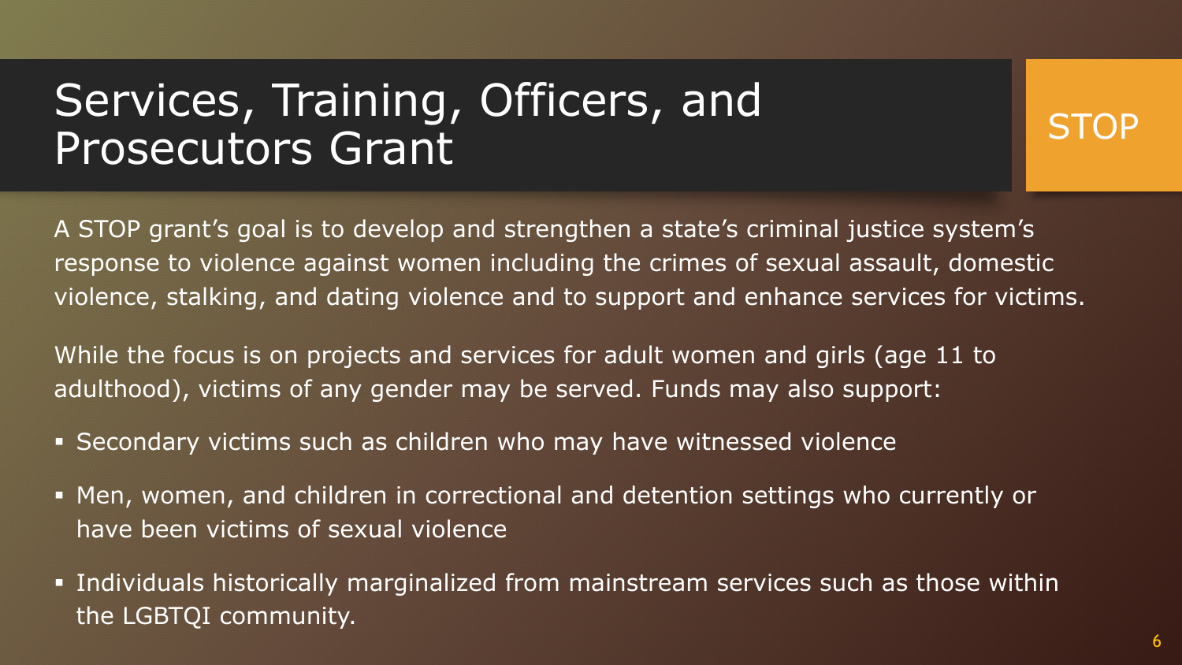# Services, Training, Officers, and Prosecutors Grant

STOP

A STOP grant's goal is to develop and strengthen a state's criminal justice system's response to violence against women including the crimes of sexual assault, domestic violence, stalking, and dating violence and to support and enhance services for victims.

While the focus is on projects and services for adult women and girls (age 11 to adulthood), victims of any gender may be served. Funds may also support:

- Secondary victims such as children who may have witnessed violence
- Men, women, and children in correctional and detention settings who currently or have been victims of sexual violence
- Individuals historically marginalized from mainstream services such as those within the LGBTQI community.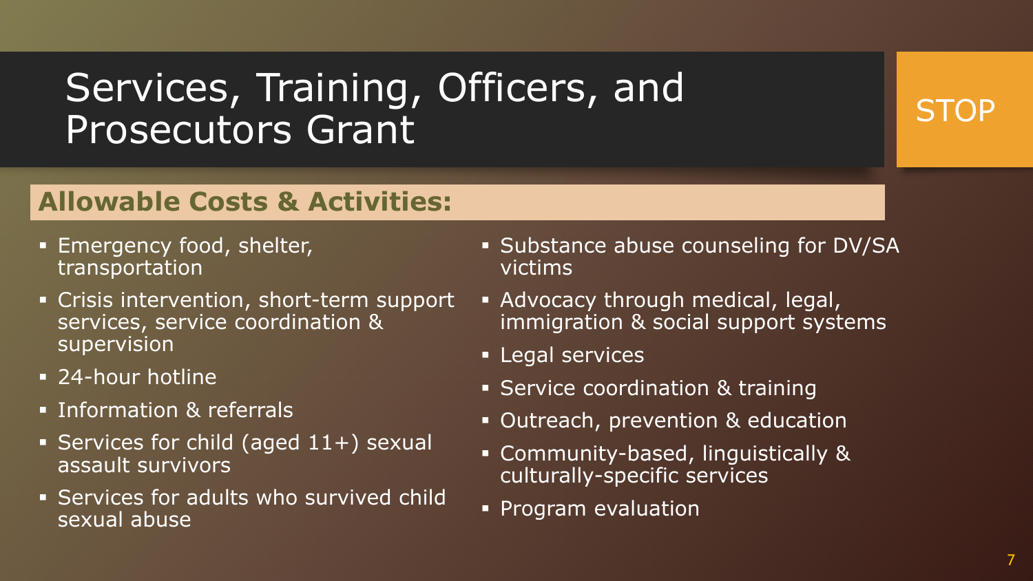# Services, Training, Officers, and Prosecutors Grant

STOP

## Allowable Costs & Activities:

- Emergency food, shelter, transportation
- Crisis intervention, short-term support services, service coordination & supervision
- 24-hour hotline
- Information & referrals
- Services for child (aged 11+) sexual assault survivors
- Services for adults who survived child sexual abuse
- Substance abuse counseling for DV/SA victims
- Advocacy through medical, legal, immigration & social support systems
- Legal services
- Service coordination & training
- Outreach, prevention & education
- Community-based, linguistically & culturally-specific services
- Program evaluation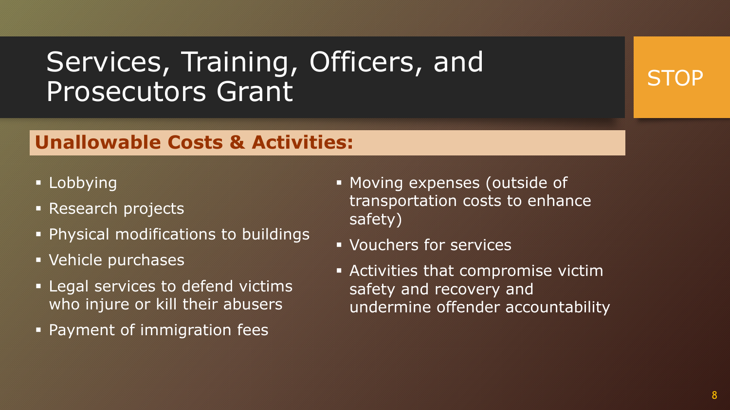# Services, Training, Officers, and Prosecutors Grant

STOP

## Unallowable Costs & Activities:

- Lobbying
- Research projects
- Physical modifications to buildings
- Vehicle purchases
- Legal services to defend victims who injure or kill their abusers
- Payment of immigration fees
- Moving expenses (outside of transportation costs to enhance safety)
- Vouchers for services
- Activities that compromise victim safety and recovery and undermine offender accountability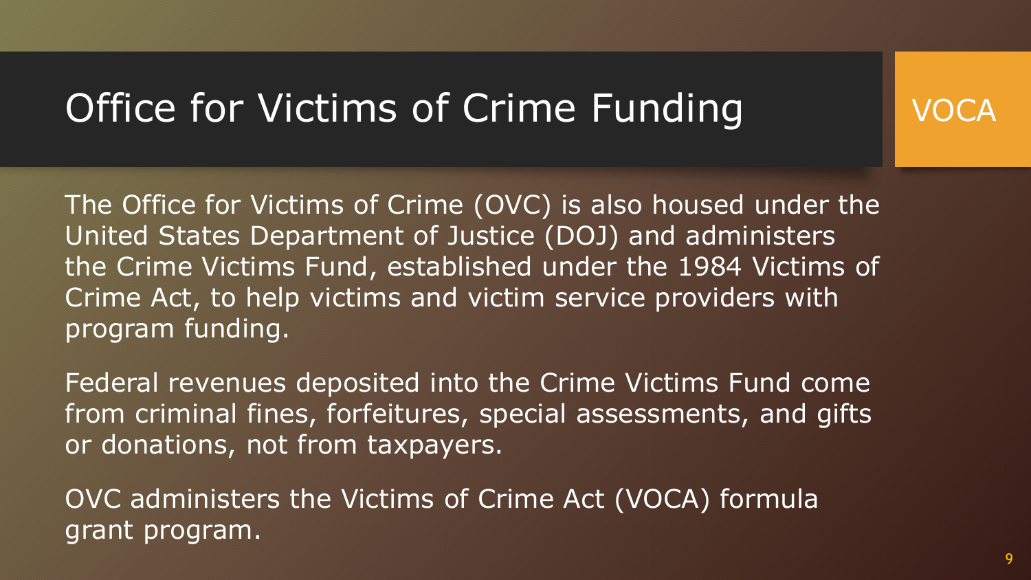# Office for Victims of Crime Funding

VOCA

The Office for Victims of Crime (OVC) is also housed under the United States Department of Justice (DOJ) and administers the Crime Victims Fund, established under the 1984 Victims of Crime Act, to help victims and victim service providers with program funding.

Federal revenues deposited into the Crime Victims Fund come from criminal fines, forfeitures, special assessments, and gifts or donations, not from taxpayers.

OVC administers the Victims of Crime Act (VOCA) formula grant program.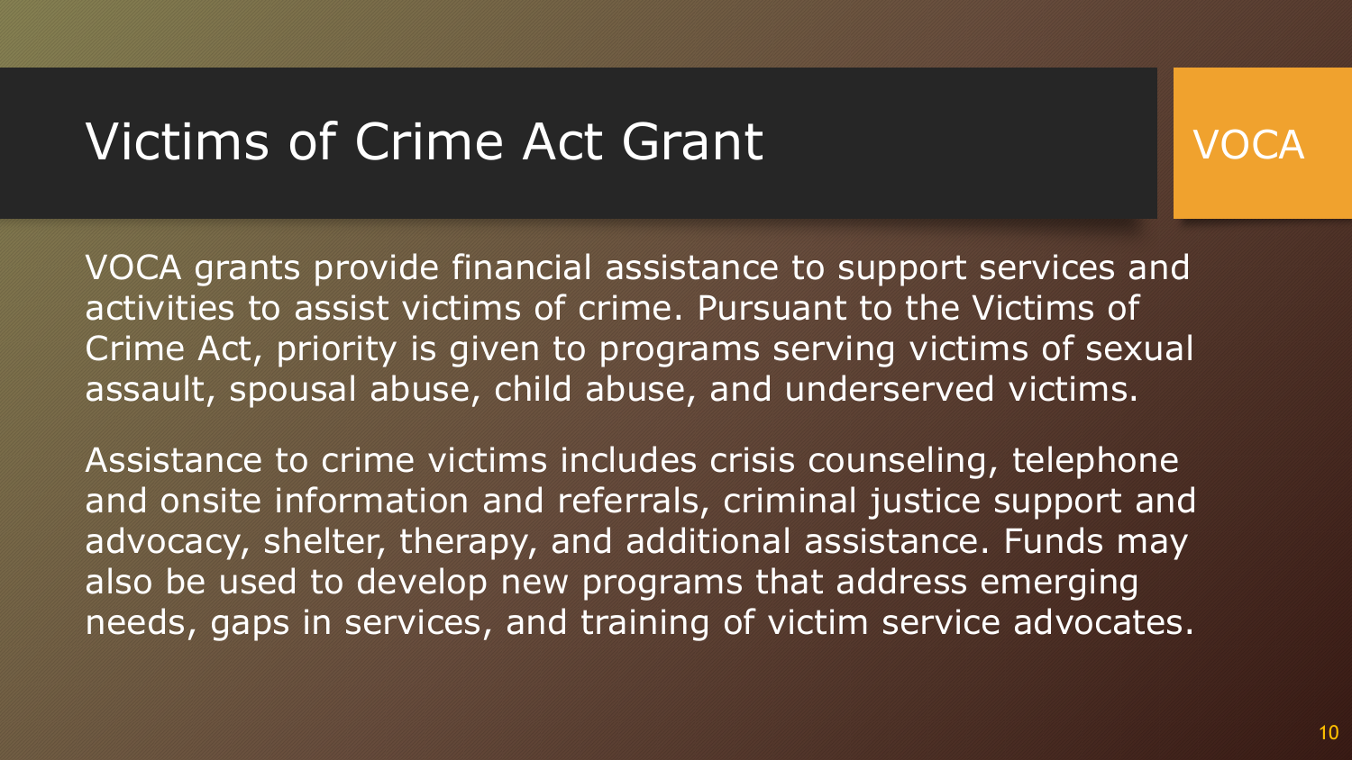# Victims of Crime Act Grant

VOCA

VOCA grants provide financial assistance to support services and activities to assist victims of crime. Pursuant to the Victims of Crime Act, priority is given to programs serving victims of sexual assault, spousal abuse, child abuse, and underserved victims.

Assistance to crime victims includes crisis counseling, telephone and onsite information and referrals, criminal justice support and advocacy, shelter, therapy, and additional assistance. Funds may also be used to develop new programs that address emerging needs, gaps in services, and training of victim service advocates.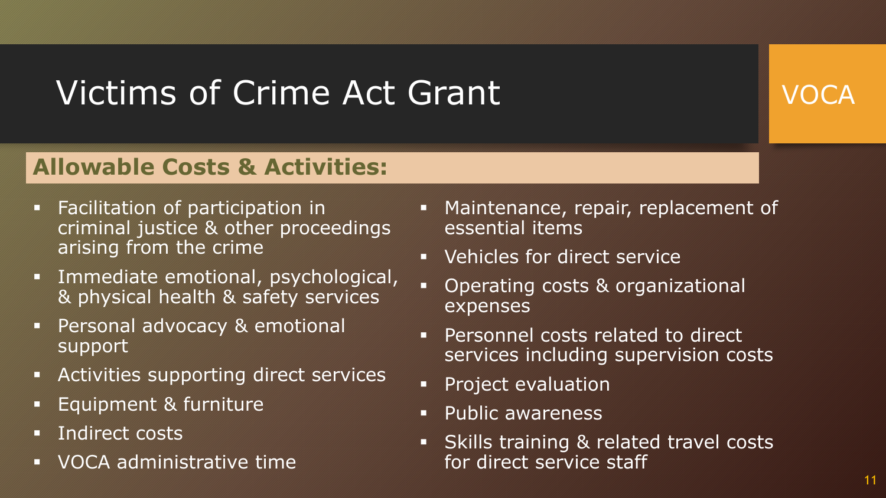# Victims of Crime Act Grant

VOCA

## Allowable Costs & Activities:

- Facilitation of participation in criminal justice & other proceedings arising from the crime
- Immediate emotional, psychological, & physical health & safety services
- Personal advocacy & emotional support
- Activities supporting direct services
- Equipment & furniture
- Indirect costs
- VOCA administrative time
- Maintenance, repair, replacement of essential items
- Vehicles for direct service
- Operating costs & organizational expenses
- Personnel costs related to direct services including supervision costs
- Project evaluation
- Public awareness
- Skills training & related travel costs for direct service staff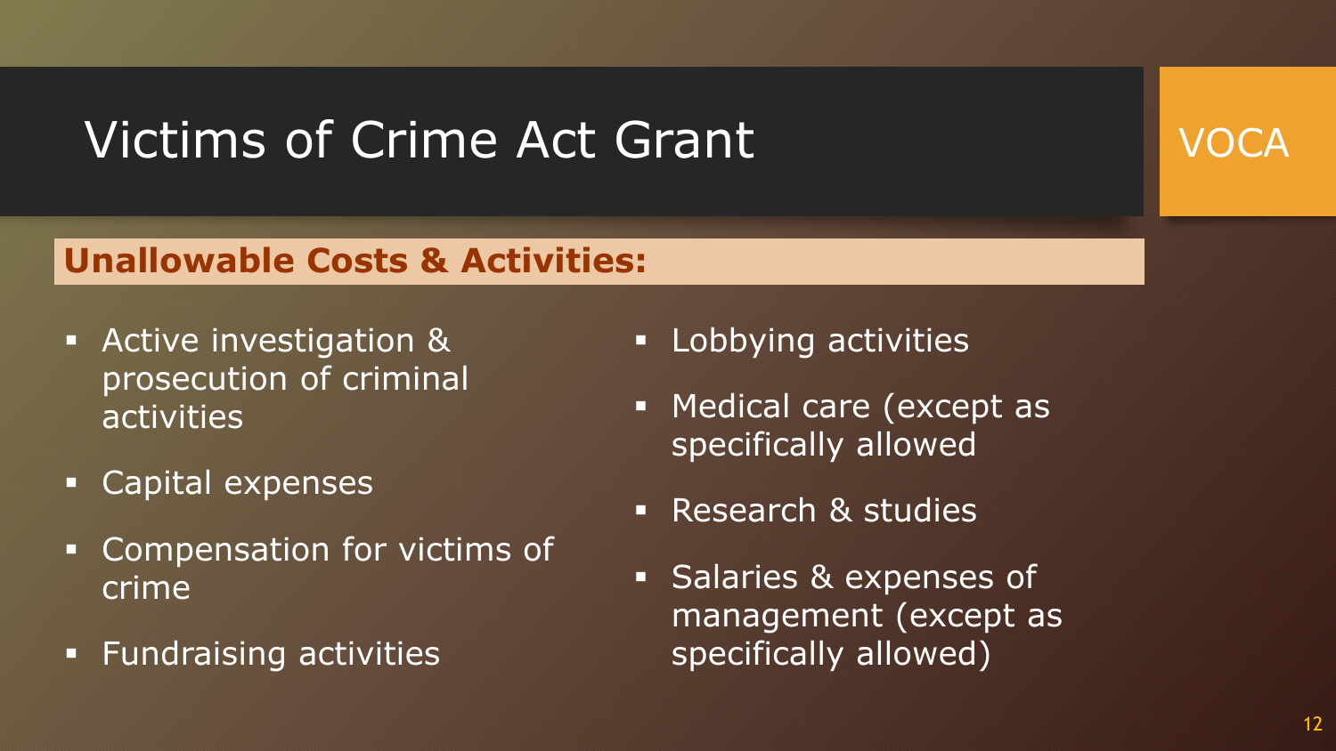# Victims of Crime Act Grant

VOCA

**Unallowable Costs & Activities:**

- Active investigation & prosecution of criminal activities
- Capital expenses
- Compensation for victims of crime
- Fundraising activities
- Lobbying activities
- Medical care (except as specifically allowed
- Research & studies
- Salaries & expenses of management (except as specifically allowed)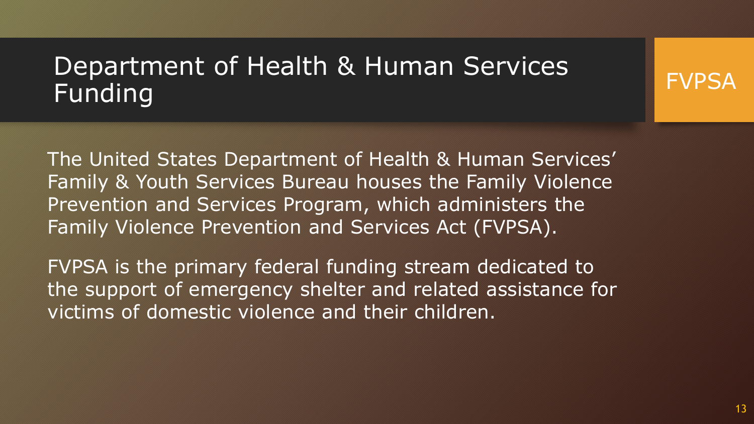# Department of Health & Human Services Funding

FVPSA

The United States Department of Health & Human Services' Family & Youth Services Bureau houses the Family Violence Prevention and Services Program, which administers the Family Violence Prevention and Services Act (FVPSA).

FVPSA is the primary federal funding stream dedicated to the support of emergency shelter and related assistance for victims of domestic violence and their children.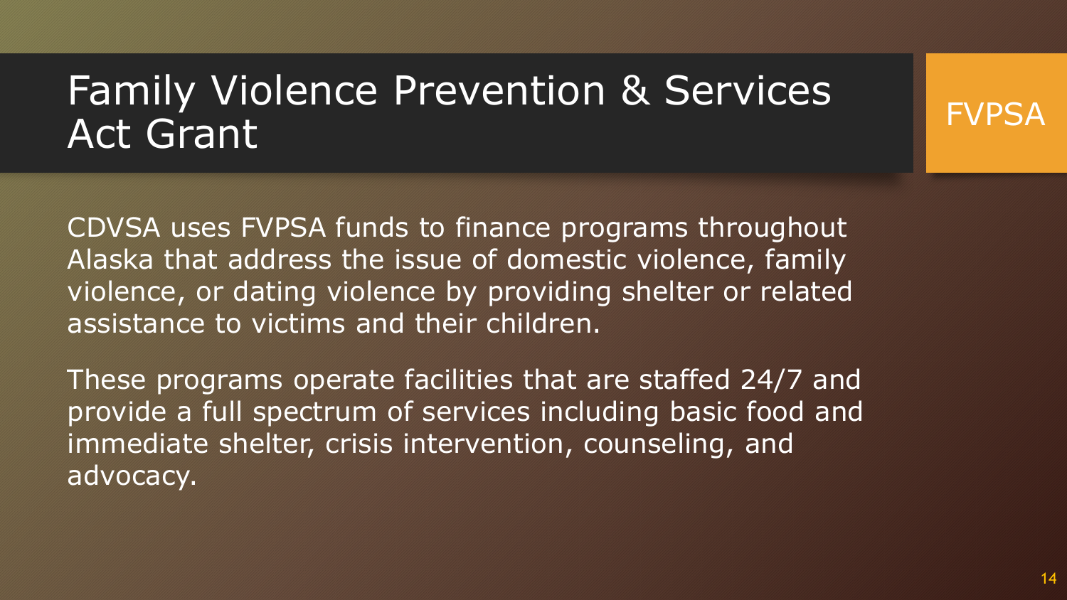# Family Violence Prevention & Services Act Grant

FVPSA

CDVSA uses FVPSA funds to finance programs throughout Alaska that address the issue of domestic violence, family violence, or dating violence by providing shelter or related assistance to victims and their children.

These programs operate facilities that are staffed 24/7 and provide a full spectrum of services including basic food and immediate shelter, crisis intervention, counseling, and advocacy.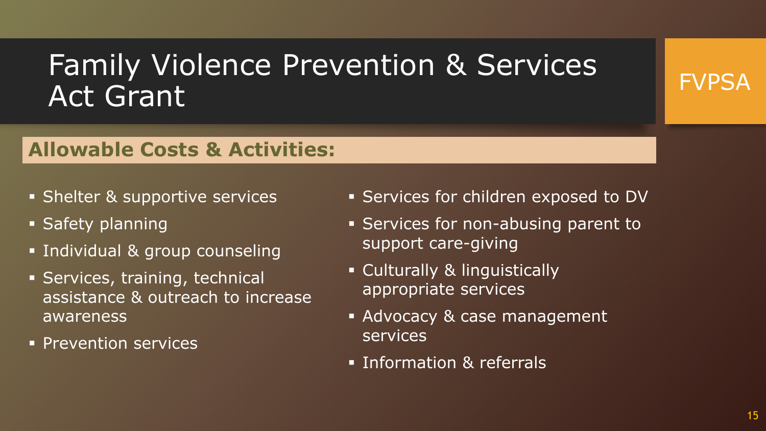# Family Violence Prevention & Services Act Grant

FVPSA

## Allowable Costs & Activities:

- Shelter & supportive services
- Safety planning
- Individual & group counseling
- Services, training, technical assistance & outreach to increase awareness
- Prevention services
- Services for children exposed to DV
- Services for non-abusing parent to support care-giving
- Culturally & linguistically appropriate services
- Advocacy & case management services
- Information & referrals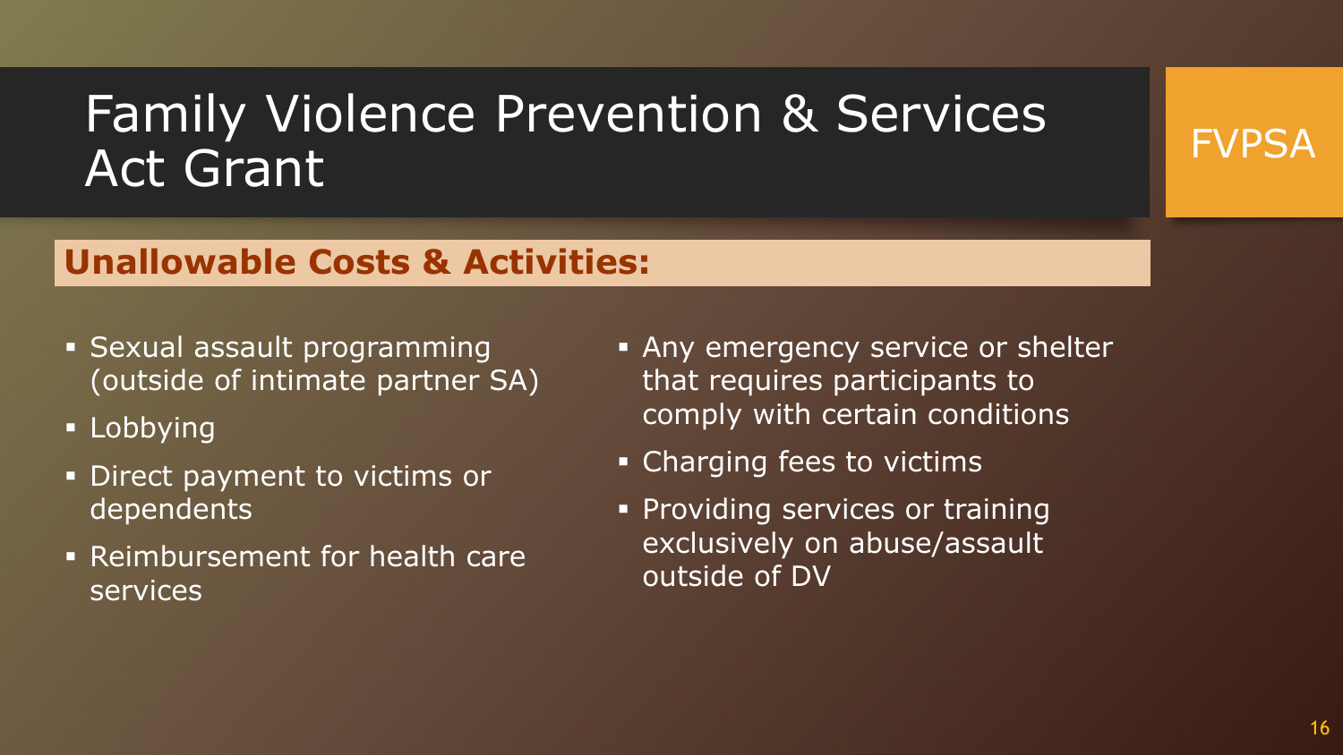# Family Violence Prevention & Services Act Grant

FVPSA

## Unallowable Costs & Activities:

- Sexual assault programming (outside of intimate partner SA)
- Lobbying
- Direct payment to victims or dependents
- Reimbursement for health care services
- Any emergency service or shelter that requires participants to comply with certain conditions
- Charging fees to victims
- Providing services or training exclusively on abuse/assault outside of DV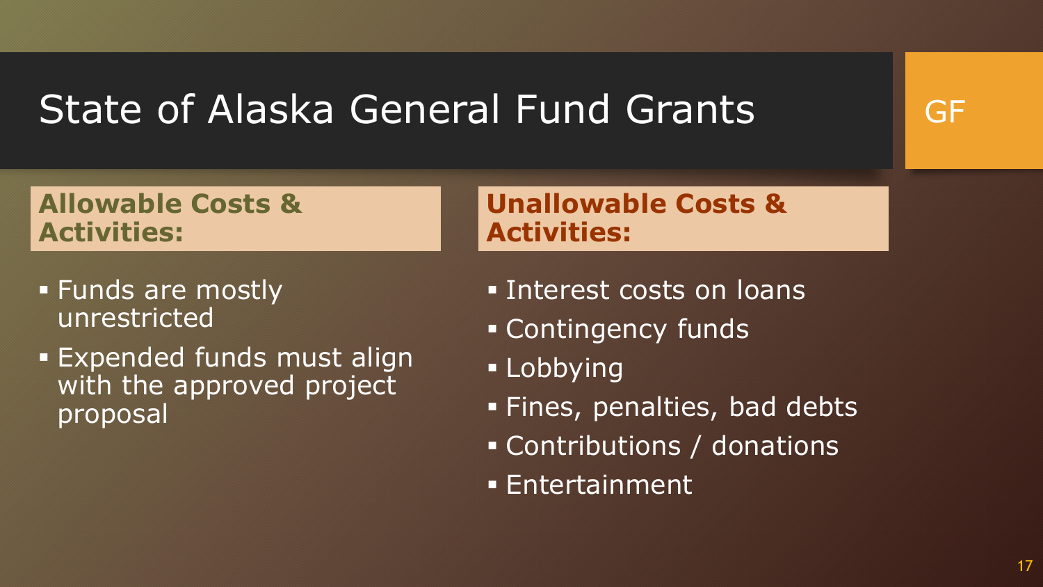# State of Alaska General Fund Grants

GF

**Allowable Costs & Activities:**

- Funds are mostly unrestricted
- Expended funds must align with the approved project proposal

**Unallowable Costs & Activities:**

- Interest costs on loans
- Contingency funds
- Lobbying
- Fines, penalties, bad debts
- Contributions / donations
- Entertainment